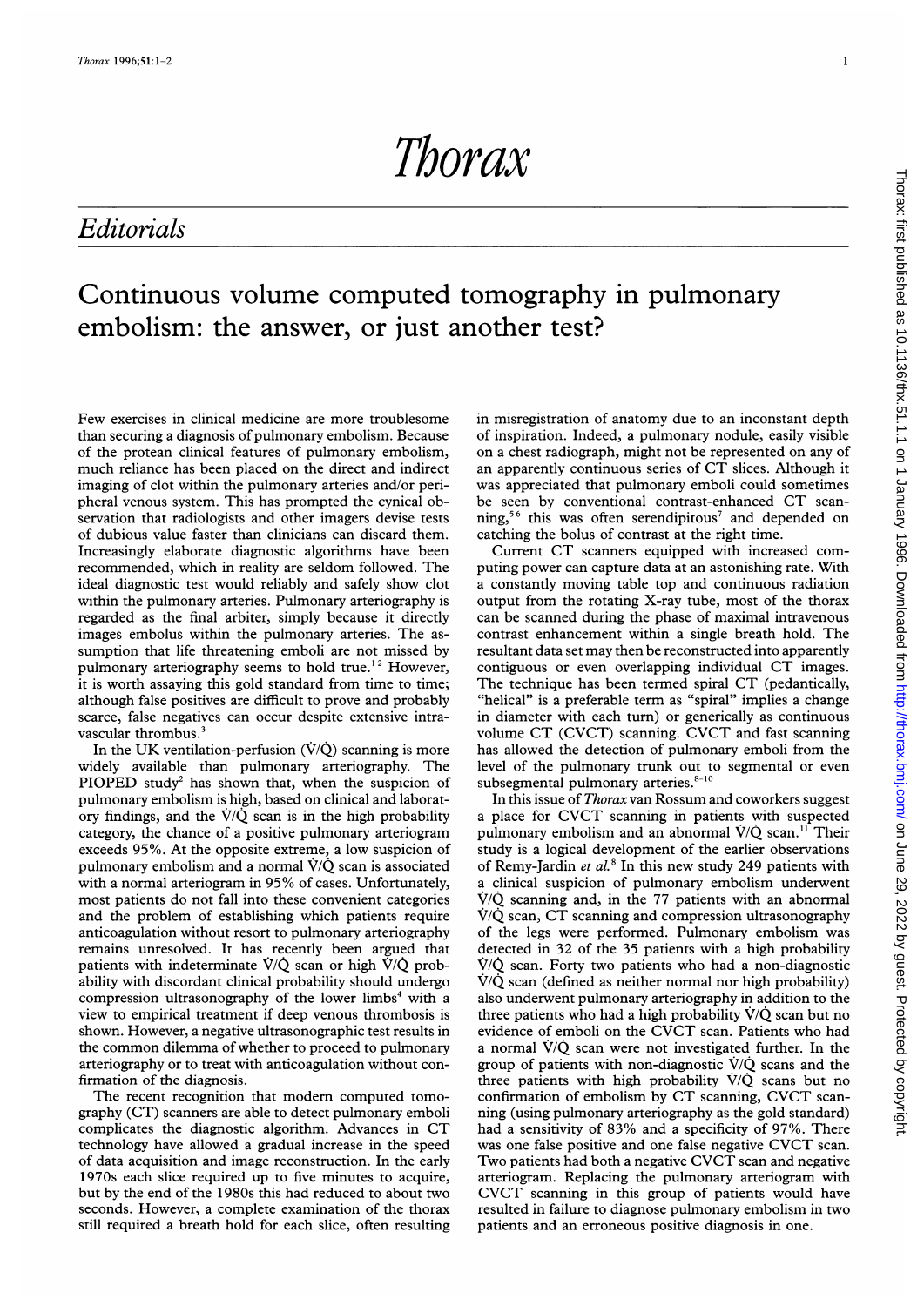# Thorax

## Editorials

# Continuous volume computed tomography in pulmonary embolism: the answer, or just another test?

Few exercises in clinical medicine are more troublesome than securing a diagnosis of pulmonary embolism. Because of the protean clinical features of pulmonary embolism, much reliance has been placed on the direct and indirect imaging of clot within the pulmonary arteries and/or peripheral venous system. This has prompted the cynical observation that radiologists and other imagers devise tests of dubious value faster than clinicians can discard them. Increasingly elaborate diagnostic algorithms have been recommended, which in reality are seldom followed. The ideal diagnostic test would reliably and safely show clot within the pulmonary arteries. Pulmonary arteriography is regarded as the final arbiter, simply because it directly images embolus within the pulmonary arteries. The assumption that life threatening emboli are not missed by pulmonary arteriography seems to hold true.[1,2] However, it is worth assaying this gold standard from time to time; although false positives are difficult to prove and probably scarce, false negatives can occur despite extensive intravascular thrombus.[3]

In the UK ventilation-perfusion ($\dot{V}/\dot{Q}$) scanning is more widely available than pulmonary arteriography. The PIOPED study[2] has shown that, when the suspicion of pulmonary embolism is high, based on clinical and laboratory findings, and the $\dot{V}/\dot{Q}$ scan is in the high probability category, the chance of a positive pulmonary arteriogram exceeds 95%. At the opposite extreme, a low suspicion of pulmonary embolism and a normal $\dot{V}/\dot{Q}$ scan is associated with a normal arteriogram in 95% of cases. Unfortunately, most patients do not fall into these convenient categories and the problem of establishing which patients require anticoagulation without resort to pulmonary arteriography remains unresolved. It has recently been argued that patients with indeterminate $\dot{V}/\dot{Q}$ scan or high $\dot{V}/\dot{Q}$ probability with discordant clinical probability should undergo compression ultrasonography of the lower limbs[4] with a view to empirical treatment if deep venous thrombosis is shown. However, a negative ultrasonographic test results in the common dilemma of whether to proceed to pulmonary arteriography or to treat with anticoagulation without confirmation of the diagnosis.

The recent recognition that modern computed tomography (CT) scanners are able to detect pulmonary emboli complicates the diagnostic algorithm. Advances in CT technology have allowed a gradual increase in the speed of data acquisition and image reconstruction. In the early 1970s each slice required up to five minutes to acquire, but by the end of the 1980s this had reduced to about two seconds. However, a complete examination of the thorax still required a breath hold for each slice, often resulting in misregistration of anatomy due to an inconstant depth of inspiration. Indeed, a pulmonary nodule, easily visible on a chest radiograph, might not be represented on any of an apparently continuous series of CT slices. Although it was appreciated that pulmonary emboli could sometimes be seen by conventional contrast-enhanced CT scanning,[5,6] this was often serendipitous[7] and depended on catching the bolus of contrast at the right time.

Current CT scanners equipped with increased computing power can capture data at an astonishing rate. With a constantly moving table top and continuous radiation output from the rotating X-ray tube, most of the thorax can be scanned during the phase of maximal intravenous contrast enhancement within a single breath hold. The resultant data set may then be reconstructed into apparently contiguous or even overlapping individual CT images. The technique has been termed spiral CT (pedantically, "helical" is a preferable term as "spiral" implies a change in diameter with each turn) or generically as continuous volume CT (CVCT) scanning. CVCT and fast scanning has allowed the detection of pulmonary emboli from the level of the pulmonary trunk out to segmental or even subsegmental pulmonary arteries.[8-10]

In this issue of *Thorax* van Rossum and coworkers suggest a place for CVCT scanning in patients with suspected pulmonary embolism and an abnormal $\dot{V}/\dot{Q}$ scan.[11] Their study is a logical development of the earlier observations of Remy-Jardin *et al*.[8] In this new study 249 patients with a clinical suspicion of pulmonary embolism underwent $\dot{V}/\dot{Q}$ scanning and, in the 77 patients with an abnormal $\dot{V}/\dot{Q}$ scan, CT scanning and compression ultrasonography of the legs were performed. Pulmonary embolism was detected in 32 of the 35 patients with a high probability $\dot{V}/\dot{Q}$ scan. Forty two patients who had a non-diagnostic $\dot{V}/\dot{Q}$ scan (defined as neither normal nor high probability) also underwent pulmonary arteriography in addition to the three patients who had a high probability $\dot{V}/\dot{Q}$ scan but no evidence of emboli on the CVCT scan. Patients who had a normal $\dot{V}/\dot{Q}$ scan were not investigated further. In the group of patients with non-diagnostic $\dot{V}/\dot{Q}$ scans and the three patients with high probability $\dot{V}/\dot{Q}$ scans but no confirmation of embolism by CT scanning, CVCT scanning (using pulmonary arteriography as the gold standard) had a sensitivity of 83% and a specificity of 97%. There was one false positive and one false negative CVCT scan. Two patients had both a negative CVCT scan and negative arteriogram. Replacing the pulmonary arteriogram with CVCT scanning in this group of patients would have resulted in failure to diagnose pulmonary embolism in two patients and an erroneous positive diagnosis in one.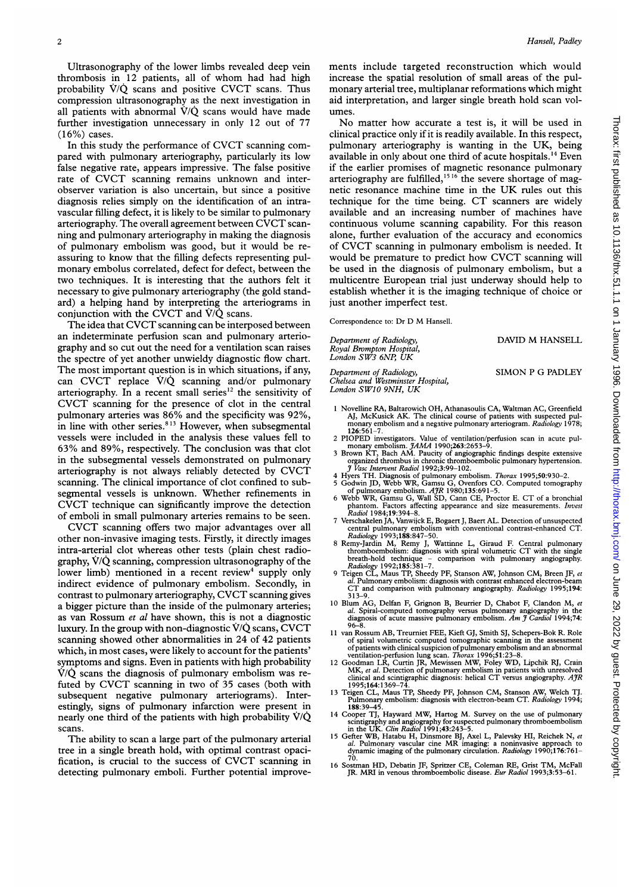Ultrasonography of the lower limbs revealed deep vein thrombosis in 12 patients, all of whom had had high probability V̇/Q̇ scans and positive CVCT scans. Thus compression ultrasonography as the next investigation in all patients with abnormal V̇/Q̇ scans would have made further investigation unnecessary in only 12 out of 77 (16%) cases.

In this study the performance of CVCT scanning compared with pulmonary arteriography, particularly its low false negative rate, appears impressive. The false positive rate of CVCT scanning remains unknown and interobserver variation is also uncertain, but since a positive diagnosis relies simply on the identification of an intravascular filling defect, it is likely to be similar to pulmonary arteriography. The overall agreement between CVCT scanning and pulmonary arteriography in making the diagnosis of pulmonary embolism was good, but it would be reassuring to know that the filling defects representing pulmonary embolus correlated, defect for defect, between the two techniques. It is interesting that the authors felt it necessary to give pulmonary arteriography (the gold standard) a helping hand by interpreting the arteriograms in conjunction with the CVCT and V̇/Q̇ scans.

The idea that CVCT scanning can be interposed between an indeterminate perfusion scan and pulmonary arteriography and so cut out the need for a ventilation scan raises the spectre of yet another unwieldy diagnostic flow chart. The most important question is in which situations, if any, can CVCT replace V̇/Q̇ scanning and/or pulmonary arteriography. In a recent small series[12] the sensitivity of CVCT scanning for the presence of clot in the central pulmonary arteries was 86% and the specificity was 92%, in line with other series.[8 13] However, when subsegmental vessels were included in the analysis these values fell to 63% and 89%, respectively. The conclusion was that clot in the subsegmental vessels demonstrated on pulmonary arteriography is not always reliably detected by CVCT scanning. The clinical importance of clot confined to subsegmental vessels is unknown. Whether refinements in CVCT technique can significantly improve the detection of emboli in small pulmonary arteries remains to be seen.

CVCT scanning offers two major advantages over all other non-invasive imaging tests. Firstly, it directly images intra-arterial clot whereas other tests (plain chest radiography, V̇/Q̇ scanning, compression ultrasonography of the lower limb) mentioned in a recent review[4] supply only indirect evidence of pulmonary embolism. Secondly, in contrast to pulmonary arteriography, CVCT scanning gives a bigger picture than the inside of the pulmonary arteries; as van Rossum *et al* have shown, this is not a diagnostic luxury. In the group with non-diagnostic V̇/Q̇ scans, CVCT scanning showed other abnormalities in 24 of 42 patients which, in most cases, were likely to account for the patients' symptoms and signs. Even in patients with high probability V̇/Q̇ scans the diagnosis of pulmonary embolism was refuted by CVCT scanning in two of 35 cases (both with subsequent negative pulmonary arteriograms). Interestingly, signs of pulmonary infarction were present in nearly one third of the patients with high probability V̇/Q̇ scans.

The ability to scan a large part of the pulmonary arterial tree in a single breath hold, with optimal contrast opacification, is crucial to the success of CVCT scanning in detecting pulmonary emboli. Further potential improvements include targeted reconstruction which would increase the spatial resolution of small areas of the pulmonary arterial tree, multiplanar reformations which might aid interpretation, and larger single breath hold scan volumes.

No matter how accurate a test is, it will be used in clinical practice only if it is readily available. In this respect, pulmonary arteriography is wanting in the UK, being available in only about one third of acute hospitals.[14] Even if the earlier promises of magnetic resonance pulmonary arteriography are fulfilled,[15 16] the severe shortage of magnetic resonance machine time in the UK rules out this technique for the time being. CT scanners are widely available and an increasing number of machines have continuous volume scanning capability. For this reason alone, further evaluation of the accuracy and economics of CVCT scanning in pulmonary embolism is needed. It would be premature to predict how CVCT scanning will be used in the diagnosis of pulmonary embolism, but a multicentre European trial just underway should help to establish whether it is the imaging technique of choice or just another imperfect test.

Correspondence to: Dr D M Hansell.

*Department of Radiology,*
*Royal Brompton Hospital,*
*London SW3 6NP, UK*

DAVID M HANSELL

*Department of Radiology,*
*Chelsea and Westminster Hospital,*
*London SW10 9NH, UK*

SIMON P G PADLEY

1. Novelline RA, Baltarowich OH, Athanasoulis CA, Waltman AC, Greenfield AJ, McKusick AK. The clinical course of patients with suspected pulmonary embolism and a negative pulmonary arteriogram. *Radiology* 1978; **126**:561–7.
2. PIOPED investigators. Value of ventilation/perfusion scan in acute pulmonary embolism. *JAMA* 1990;**263**:2653–9.
3. Brown KT, Bach AM. Paucity of angiographic findings despite extensive organized thrombus in chronic thromboembolic pulmonary hypertension. *J Vasc Intervent Radiol* 1992;**3**:99–102.
4. Hyers TH. Diagnosis of pulmonary embolism. *Thorax* 1995;**50**:930–2.
5. Godwin JD, Webb WR, Gamsu G, Ovenfors CO. Computed tomography of pulmonary embolism. *AJR* 1980;**135**:691–5.
6. Webb WR, Gamsu G, Wall SD, Cann CE, Proctor E. CT of a bronchial phantom. Factors affecting appearance and size measurements. *Invest Radiol* 1984;**19**:394–8.
7. Verschakelen JA, Vanwijck E, Bogaert J, Baert AL. Detection of unsuspected central pulmonary embolism with conventional contrast-enhanced CT. *Radiology* 1993;**188**:847–50.
8. Remy-Jardin M, Remy J, Wattinne L, Giraud F. Central pulmonary thromboembolism: diagnosis with spiral volumetric CT with the single breath-hold technique – comparison with pulmonary angiography. *Radiology* 1992;**185**:381–7.
9. Teigen CL, Maus TP, Sheedy PF, Stanson AW, Johnson CM, Breen JF, *et al*. Pulmonary embolism: diagnosis with contrast enhanced electron-beam CT and comparison with pulmonary angiography. *Radiology* 1995;**194**: 313–9.
10. Blum AG, Delfan F, Grignon B, Beurrier D, Chabot F, Clandon M, *et al*. Spiral-computed tomography versus pulmonary angiography in the diagnosis of acute massive pulmonary embolism. *Am J Cardiol* 1994;**74**: 96–8.
11. van Rossum AB, Treurniet FEE, Kieft GJ, Smith SJ, Schepers-Bok R. Role of spiral volumetric computed tomographic scanning in the assessment of patients with clinical suspicion of pulmonary embolism and an abnormal ventilation-perfusion lung scan. *Thorax* 1996;**51**:23–8.
12. Goodman LR, Curtin JR, Mewissen MW, Foley WD, Lipchik RJ, Crain MK, *et al*. Detection of pulmonary embolism in patients with unresolved clinical and scintigraphic diagnosis: helical CT versus angiography. *AJR* 1995;**164**:1369–74.
13. Teigen CL, Maus TP, Sheedy PF, Johnson CM, Stanson AW, Welch TJ. Pulmonary embolism: diagnosis with electron-beam CT. *Radiology* 1994; **188**:39–45.
14. Cooper TJ, Hayward MW, Hartog M. Survey on the use of pulmonary scintigraphy and angiography for suspected pulmonary thromboembolism in the UK. *Clin Radiol* 1991;**43**:243–5.
15. Gefter WB, Hatabu H, Dinsmore BJ, Axel L, Palevsky HI, Reichek N, *et al*. Pulmonary vascular cine MR imaging: a noninvasive approach to dynamic imaging of the pulmonary circulation. *Radiology* 1990;**176**:761–70.
16. Sostman HD, Debatin JF, Spritzer CE, Coleman RE, Grist TM, McFall JR. MRI in venous thromboembolic disease. *Eur Radiol* 1993;**3**:53–61.